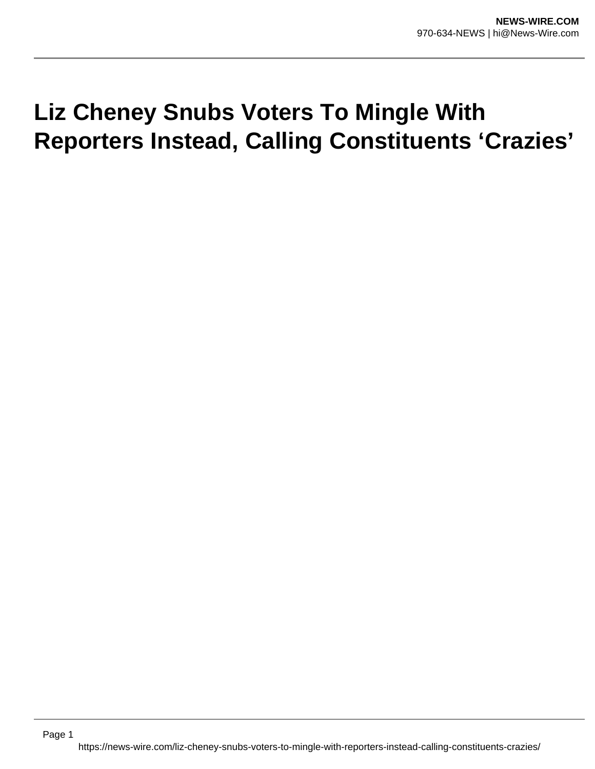# Liz Cheney Snubs Voters To Mingle With Reporters Instead, Calling Constituents ‘Crazies’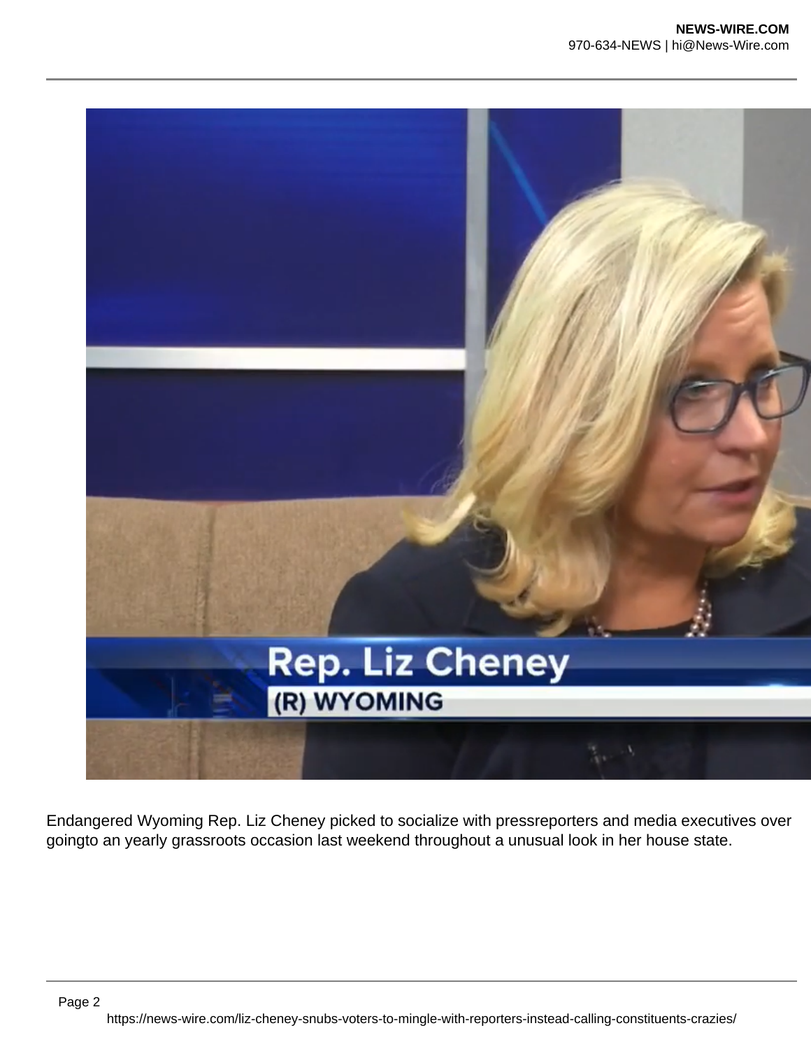Endangered Wyoming Rep. Liz Cheney picked to socialize with pressreporters and media executives over goingto an yearly grassroots occasion last weekend throughout a unusual look in her house state.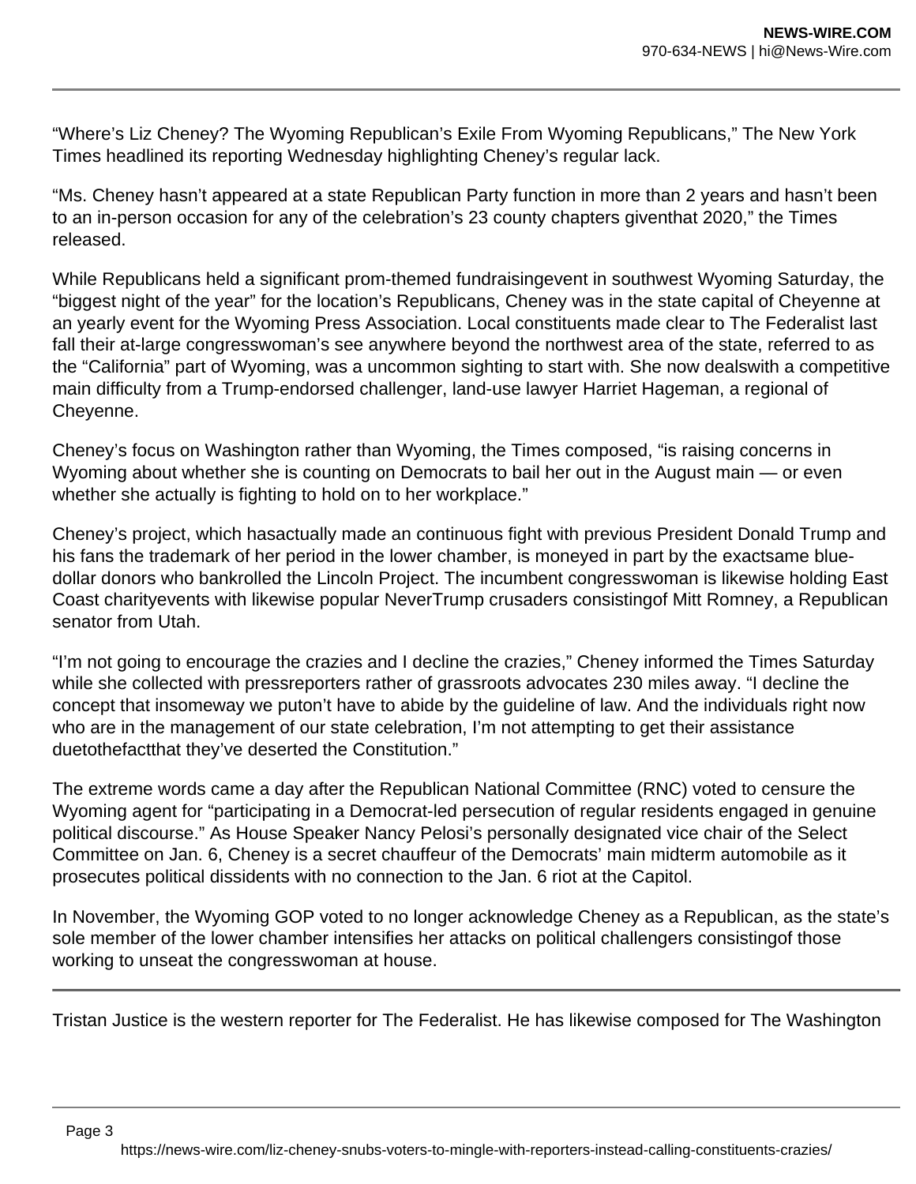“Where’s Liz Cheney? The Wyoming Republican’s Exile From Wyoming Republicans,” The New York Times headlined its reporting Wednesday highlighting Cheney’s regular lack.

“Ms. Cheney hasn’t appeared at a state Republican Party function in more than 2 years and hasn’t been to an in-person occasion for any of the celebration’s 23 county chapters giventhat 2020,” the Times released.

While Republicans held a significant prom-themed fundraisingevent in southwest Wyoming Saturday, the “biggest night of the year” for the location’s Republicans, Cheney was in the state capital of Cheyenne at an yearly event for the Wyoming Press Association. Local constituents made clear to The Federalist last fall their at-large congresswoman’s see anywhere beyond the northwest area of the state, referred to as the “California” part of Wyoming, was a uncommon sighting to start with. She now dealswith a competitive main difficulty from a Trump-endorsed challenger, land-use lawyer Harriet Hageman, a regional of Cheyenne.

Cheney’s focus on Washington rather than Wyoming, the Times composed, “is raising concerns in Wyoming about whether she is counting on Democrats to bail her out in the August main — or even whether she actually is fighting to hold on to her workplace.”

Cheney’s project, which hasactually made an continuous fight with previous President Donald Trump and his fans the trademark of her period in the lower chamber, is moneyed in part by the exactsame blue-dollar donors who bankrolled the Lincoln Project. The incumbent congresswoman is likewise holding East Coast charityevents with likewise popular NeverTrump crusaders consistingof Mitt Romney, a Republican senator from Utah.

“I’m not going to encourage the crazies and I decline the crazies,” Cheney informed the Times Saturday while she collected with pressreporters rather of grassroots advocates 230 miles away. “I decline the concept that insomeway we puton’t have to abide by the guideline of law. And the individuals right now who are in the management of our state celebration, I’m not attempting to get their assistance duetothefactthat they’ve deserted the Constitution.”

The extreme words came a day after the Republican National Committee (RNC) voted to censure the Wyoming agent for “participating in a Democrat-led persecution of regular residents engaged in genuine political discourse.” As House Speaker Nancy Pelosi’s personally designated vice chair of the Select Committee on Jan. 6, Cheney is a secret chauffeur of the Democrats’ main midterm automobile as it prosecutes political dissidents with no connection to the Jan. 6 riot at the Capitol.

In November, the Wyoming GOP voted to no longer acknowledge Cheney as a Republican, as the state’s sole member of the lower chamber intensifies her attacks on political challengers consistingof those working to unseat the congresswoman at house.

---

Tristan Justice is the western reporter for The Federalist. He has likewise composed for The Washington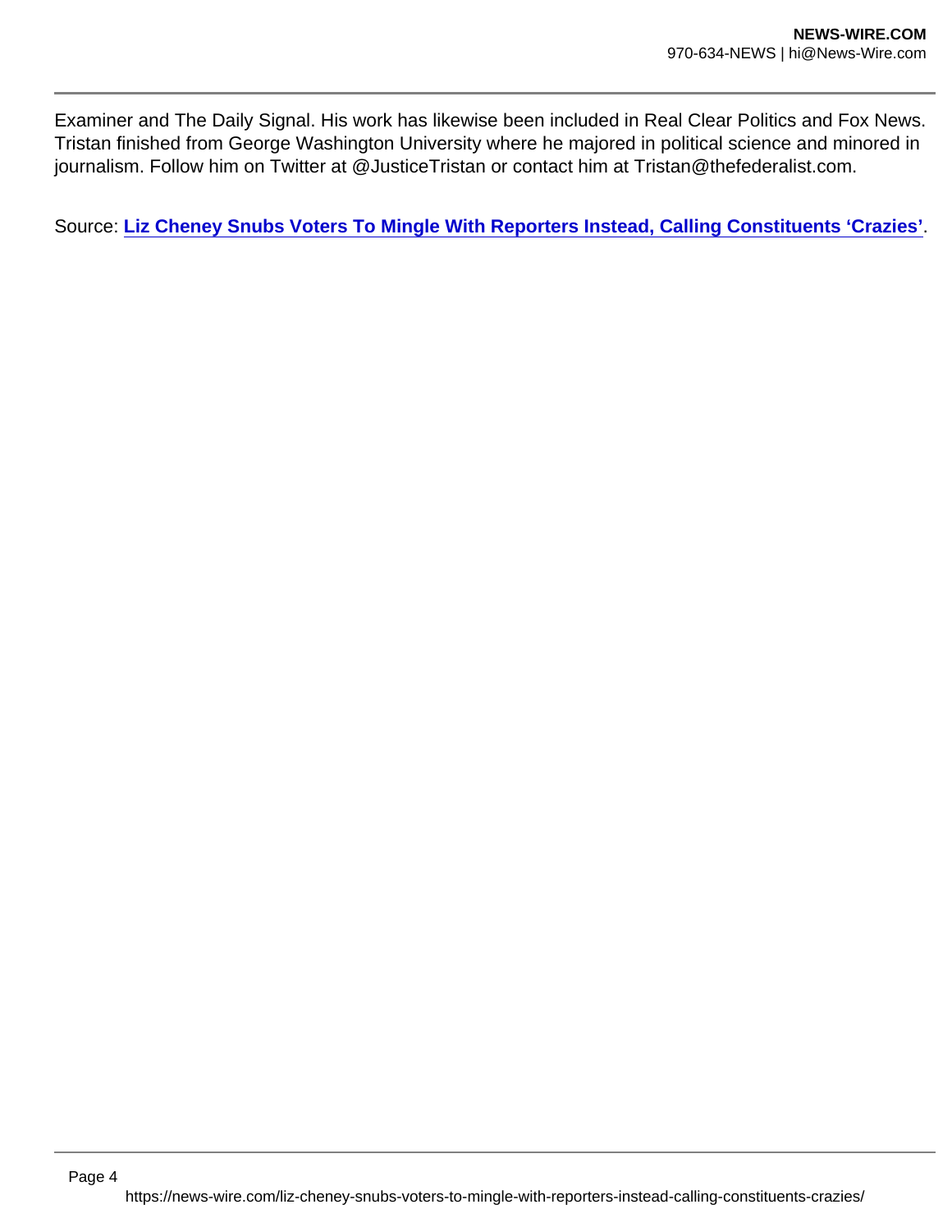Examiner and The Daily Signal. His work has likewise been included in Real Clear Politics and Fox News. Tristan finished from George Washington University where he majored in political science and minored in journalism. Follow him on Twitter at @JusticeTristan or contact him at Tristan@thefederalist.com.

Source: **Liz Cheney Snubs Voters To Mingle With Reporters Instead, Calling Constituents 'Crazies'**.